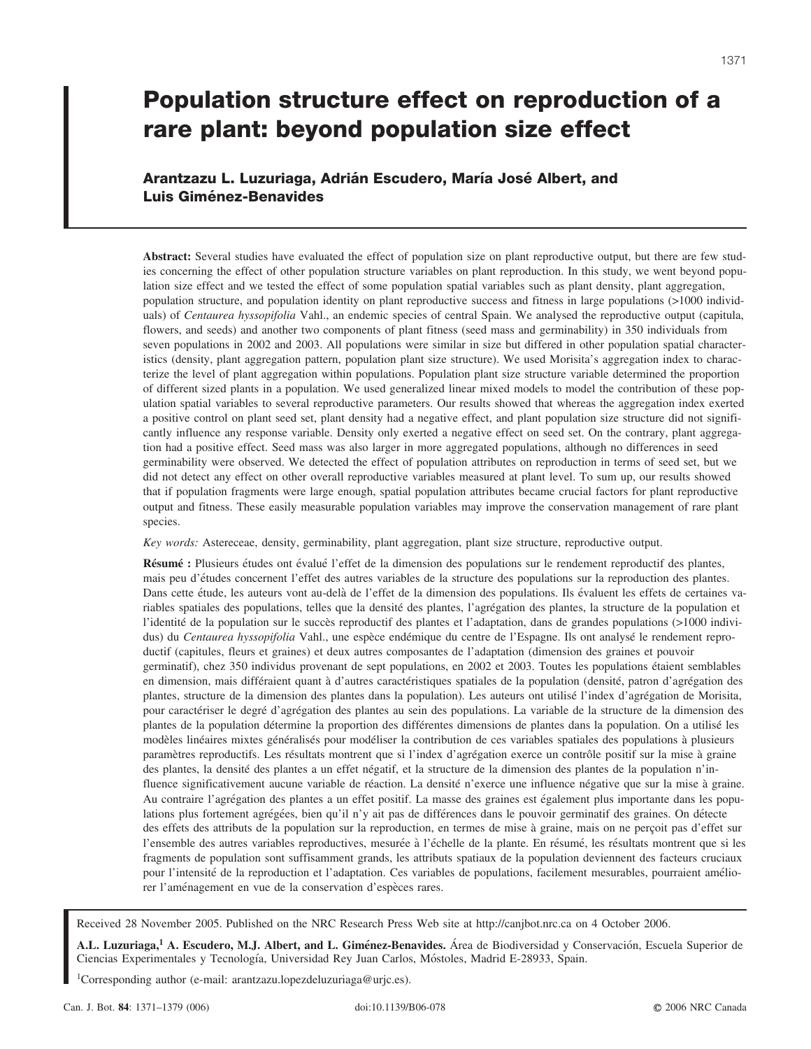# Population structure effect on reproduction of a rare plant: beyond population size effect

**Arantzazu L. Luzuriaga, Adrián Escudero, María José Albert, and Luis Giménez-Benavides**

**Abstract:** Several studies have evaluated the effect of population size on plant reproductive output, but there are few studies concerning the effect of other population structure variables on plant reproduction. In this study, we went beyond population size effect and we tested the effect of some population spatial variables such as plant density, plant aggregation, population structure, and population identity on plant reproductive success and fitness in large populations (>1000 individuals) of *Centaurea hyssopifolia* Vahl., an endemic species of central Spain. We analysed the reproductive output (capitula, flowers, and seeds) and another two components of plant fitness (seed mass and germinability) in 350 individuals from seven populations in 2002 and 2003. All populations were similar in size but differed in other population spatial characteristics (density, plant aggregation pattern, population plant size structure). We used Morisita's aggregation index to characterize the level of plant aggregation within populations. Population plant size structure variable determined the proportion of different sized plants in a population. We used generalized linear mixed models to model the contribution of these population spatial variables to several reproductive parameters. Our results showed that whereas the aggregation index exerted a positive control on plant seed set, plant density had a negative effect, and plant population size structure did not significantly influence any response variable. Density only exerted a negative effect on seed set. On the contrary, plant aggregation had a positive effect. Seed mass was also larger in more aggregated populations, although no differences in seed germinability were observed. We detected the effect of population attributes on reproduction in terms of seed set, but we did not detect any effect on other overall reproductive variables measured at plant level. To sum up, our results showed that if population fragments were large enough, spatial population attributes became crucial factors for plant reproductive output and fitness. These easily measurable population variables may improve the conservation management of rare plant species.

*Key words:* Astereceae, density, germinability, plant aggregation, plant size structure, reproductive output.

**Résumé :** Plusieurs études ont évalué l'effet de la dimension des populations sur le rendement reproductif des plantes, mais peu d'études concernent l'effet des autres variables de la structure des populations sur la reproduction des plantes. Dans cette étude, les auteurs vont au-delà de l'effet de la dimension des populations. Ils évaluent les effets de certaines variables spatiales des populations, telles que la densité des plantes, l'agrégation des plantes, la structure de la population et l'identité de la population sur le succès reproductif des plantes et l'adaptation, dans de grandes populations (>1000 individus) du *Centaurea hyssopifolia* Vahl., une espèce endémique du centre de l'Espagne. Ils ont analysé le rendement reproductif (capitules, fleurs et graines) et deux autres composantes de l'adaptation (dimension des graines et pouvoir germinatif), chez 350 individus provenant de sept populations, en 2002 et 2003. Toutes les populations étaient semblables en dimension, mais différaient quant à d'autres caractéristiques spatiales de la population (densité, patron d'agrégation des plantes, structure de la dimension des plantes dans la population). Les auteurs ont utilisé l'index d'agrégation de Morisita, pour caractériser le degré d'agrégation des plantes au sein des populations. La variable de la structure de la dimension des plantes de la population détermine la proportion des différentes dimensions de plantes dans la population. On a utilisé les modèles linéaires mixtes généralisés pour modéliser la contribution de ces variables spatiales des populations à plusieurs paramètres reproductifs. Les résultats montrent que si l'index d'agrégation exerce un contrôle positif sur la mise à graine des plantes, la densité des plantes a un effet négatif, et la structure de la dimension des plantes de la population n'influence significativement aucune variable de réaction. La densité n'exerce une influence négative que sur la mise à graine. Au contraire l'agrégation des plantes a un effet positif. La masse des graines est également plus importante dans les populations plus fortement agrégées, bien qu'il n'y ait pas de différences dans le pouvoir germinatif des graines. On détecte des effets des attributs de la population sur la reproduction, en termes de mise à graine, mais on ne perçoit pas d'effet sur l'ensemble des autres variables reproductives, mesurée à l'échelle de la plante. En résumé, les résultats montrent que si les fragments de population sont suffisamment grands, les attributs spatiaux de la population deviennent des facteurs cruciaux pour l'intensité de la reproduction et l'adaptation. Ces variables de populations, facilement mesurables, pourraient améliorer l'aménagement en vue de la conservation d'espèces rares.

Received 28 November 2005. Published on the NRC Research Press Web site at http://canjbot.nrc.ca on 4 October 2006.

**A.L. Luzuriaga,[1] A. Escudero, M.J. Albert, and L. Giménez-Benavides.** Área de Biodiversidad y Conservación, Escuela Superior de Ciencias Experimentales y Tecnología, Universidad Rey Juan Carlos, Móstoles, Madrid E-28933, Spain.

[1]Corresponding author (e-mail: arantzazu.lopezdeluzuriaga@urjc.es).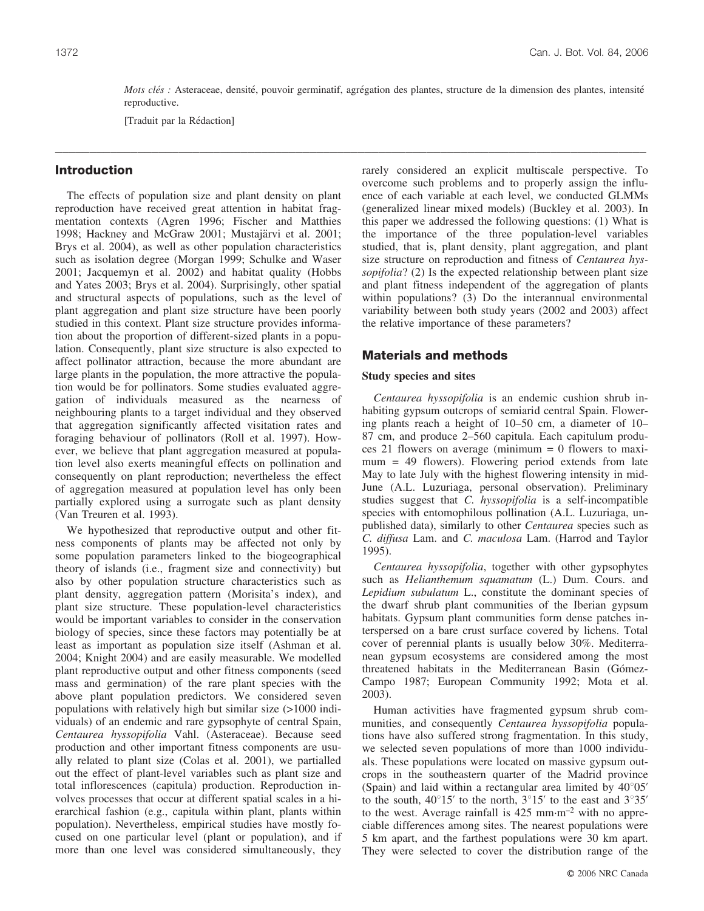*Mots clés :* Asteraceae, densité, pouvoir germinatif, agrégation des plantes, structure de la dimension des plantes, intensité reproductive.

[Traduit par la Rédaction]

## Introduction

The effects of population size and plant density on plant reproduction have received great attention in habitat fragmentation contexts (Agren 1996; Fischer and Matthies 1998; Hackney and McGraw 2001; Mustajärvi et al. 2001; Brys et al. 2004), as well as other population characteristics such as isolation degree (Morgan 1999; Schulke and Waser 2001; Jacquemyn et al. 2002) and habitat quality (Hobbs and Yates 2003; Brys et al. 2004). Surprisingly, other spatial and structural aspects of populations, such as the level of plant aggregation and plant size structure have been poorly studied in this context. Plant size structure provides information about the proportion of different-sized plants in a population. Consequently, plant size structure is also expected to affect pollinator attraction, because the more abundant are large plants in the population, the more attractive the population would be for pollinators. Some studies evaluated aggregation of individuals measured as the nearness of neighbouring plants to a target individual and they observed that aggregation significantly affected visitation rates and foraging behaviour of pollinators (Roll et al. 1997). However, we believe that plant aggregation measured at population level also exerts meaningful effects on pollination and consequently on plant reproduction; nevertheless the effect of aggregation measured at population level has only been partially explored using a surrogate such as plant density (Van Treuren et al. 1993).

We hypothesized that reproductive output and other fitness components of plants may be affected not only by some population parameters linked to the biogeographical theory of islands (i.e., fragment size and connectivity) but also by other population structure characteristics such as plant density, aggregation pattern (Morisita's index), and plant size structure. These population-level characteristics would be important variables to consider in the conservation biology of species, since these factors may potentially be at least as important as population size itself (Ashman et al. 2004; Knight 2004) and are easily measurable. We modelled plant reproductive output and other fitness components (seed mass and germination) of the rare plant species with the above plant population predictors. We considered seven populations with relatively high but similar size (>1000 individuals) of an endemic and rare gypsophyte of central Spain, *Centaurea hyssopifolia* Vahl. (Asteraceae). Because seed production and other important fitness components are usually related to plant size (Colas et al. 2001), we partialled out the effect of plant-level variables such as plant size and total inflorescences (capitula) production. Reproduction involves processes that occur at different spatial scales in a hierarchical fashion (e.g., capitula within plant, plants within population). Nevertheless, empirical studies have mostly focused on one particular level (plant or population), and if more than one level was considered simultaneously, they rarely considered an explicit multiscale perspective. To overcome such problems and to properly assign the influence of each variable at each level, we conducted GLMMs (generalized linear mixed models) (Buckley et al. 2003). In this paper we addressed the following questions: (1) What is the importance of the three population-level variables studied, that is, plant density, plant aggregation, and plant size structure on reproduction and fitness of *Centaurea hyssopifolia*? (2) Is the expected relationship between plant size and plant fitness independent of the aggregation of plants within populations? (3) Do the interannual environmental variability between both study years (2002 and 2003) affect the relative importance of these parameters?

## Materials and methods

### Study species and sites

*Centaurea hyssopifolia* is an endemic cushion shrub inhabiting gypsum outcrops of semiarid central Spain. Flowering plants reach a height of 10–50 cm, a diameter of 10–87 cm, and produce 2–560 capitula. Each capitulum produces 21 flowers on average (minimum = 0 flowers to maximum = 49 flowers). Flowering period extends from late May to late July with the highest flowering intensity in mid-June (A.L. Luzuriaga, personal observation). Preliminary studies suggest that *C. hyssopifolia* is a self-incompatible species with entomophilous pollination (A.L. Luzuriaga, unpublished data), similarly to other *Centaurea* species such as *C. diffusa* Lam. and *C. maculosa* Lam. (Harrod and Taylor 1995).

*Centaurea hyssopifolia*, together with other gypsophytes such as *Helianthemum squamatum* (L.) Dum. Cours. and *Lepidium subulatum* L., constitute the dominant species of the dwarf shrub plant communities of the Iberian gypsum habitats. Gypsum plant communities form dense patches interspersed on a bare crust surface covered by lichens. Total cover of perennial plants is usually below 30%. Mediterranean gypsum ecosystems are considered among the most threatened habitats in the Mediterranean Basin (Gómez-Campo 1987; European Community 1992; Mota et al. 2003).

Human activities have fragmented gypsum shrub communities, and consequently *Centaurea hyssopifolia* populations have also suffered strong fragmentation. In this study, we selected seven populations of more than 1000 individuals. These populations were located on massive gypsum outcrops in the southeastern quarter of the Madrid province (Spain) and laid within a rectangular area limited by 40°05′ to the south, 40°15′ to the north, 3°15′ to the east and 3°35′ to the west. Average rainfall is 425 mm·m$^{-2}$ with no appreciable differences among sites. The nearest populations were 5 km apart, and the farthest populations were 30 km apart. They were selected to cover the distribution range of the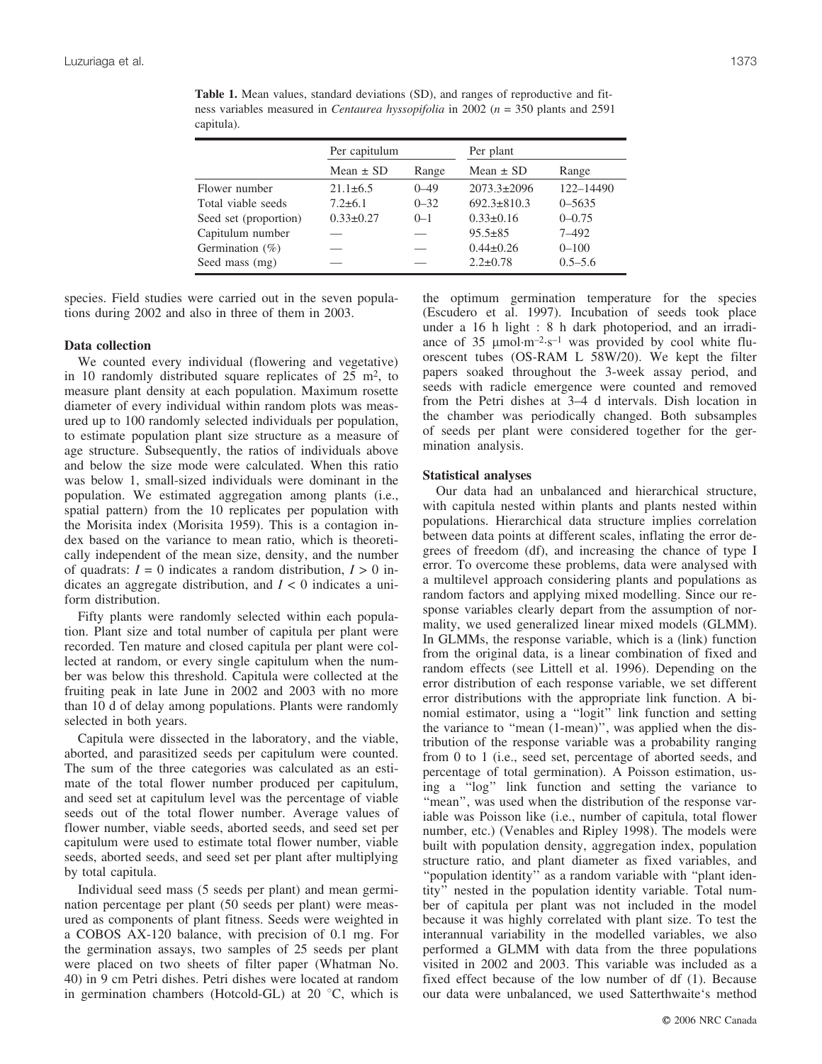**Table 1.** Mean values, standard deviations (SD), and ranges of reproductive and fitness variables measured in *Centaurea hyssopifolia* in 2002 ($n$ = 350 plants and 2591 capitula).

| | Per capitulum | | Per plant | |
|---|---|---|---|---|
| | Mean ± SD | Range | Mean ± SD | Range |
| Flower number | 21.1±6.5 | 0–49 | 2073.3±2096 | 122–14490 |
| Total viable seeds | 7.2±6.1 | 0–32 | 692.3±810.3 | 0–5635 |
| Seed set (proportion) | 0.33±0.27 | 0–1 | 0.33±0.16 | 0–0.75 |
| Capitulum number | — | — | 95.5±85 | 7–492 |
| Germination (%) | — | — | 0.44±0.26 | 0–100 |
| Seed mass (mg) | — | — | 2.2±0.78 | 0.5–5.6 |

species. Field studies were carried out in the seven populations during 2002 and also in three of them in 2003.

### Data collection

We counted every individual (flowering and vegetative) in 10 randomly distributed square replicates of 25 m$^2$, to measure plant density at each population. Maximum rosette diameter of every individual within random plots was measured up to 100 randomly selected individuals per population, to estimate population plant size structure as a measure of age structure. Subsequently, the ratios of individuals above and below the size mode were calculated. When this ratio was below 1, small-sized individuals were dominant in the population. We estimated aggregation among plants (i.e., spatial pattern) from the 10 replicates per population with the Morisita index (Morisita 1959). This is a contagion index based on the variance to mean ratio, which is theoretically independent of the mean size, density, and the number of quadrats: $I = 0$ indicates a random distribution, $I > 0$ indicates an aggregate distribution, and $I < 0$ indicates a uniform distribution.

Fifty plants were randomly selected within each population. Plant size and total number of capitula per plant were recorded. Ten mature and closed capitula per plant were collected at random, or every single capitulum when the number was below this threshold. Capitula were collected at the fruiting peak in late June in 2002 and 2003 with no more than 10 d of delay among populations. Plants were randomly selected in both years.

Capitula were dissected in the laboratory, and the viable, aborted, and parasitized seeds per capitulum were counted. The sum of the three categories was calculated as an estimate of the total flower number produced per capitulum, and seed set at capitulum level was the percentage of viable seeds out of the total flower number. Average values of flower number, viable seeds, aborted seeds, and seed set per capitulum were used to estimate total flower number, viable seeds, aborted seeds, and seed set per plant after multiplying by total capitula.

Individual seed mass (5 seeds per plant) and mean germination percentage per plant (50 seeds per plant) were measured as components of plant fitness. Seeds were weighted in a COBOS AX-120 balance, with precision of 0.1 mg. For the germination assays, two samples of 25 seeds per plant were placed on two sheets of filter paper (Whatman No. 40) in 9 cm Petri dishes. Petri dishes were located at random in germination chambers (Hotcold-GL) at 20 °C, which is the optimum germination temperature for the species (Escudero et al. 1997). Incubation of seeds took place under a 16 h light : 8 h dark photoperiod, and an irradiance of 35 μmol·m$^{-2}$·s$^{-1}$ was provided by cool white fluorescent tubes (OS-RAM L 58W/20). We kept the filter papers soaked throughout the 3-week assay period, and seeds with radicle emergence were counted and removed from the Petri dishes at 3–4 d intervals. Dish location in the chamber was periodically changed. Both subsamples of seeds per plant were considered together for the germination analysis.

### Statistical analyses

Our data had an unbalanced and hierarchical structure, with capitula nested within plants and plants nested within populations. Hierarchical data structure implies correlation between data points at different scales, inflating the error degrees of freedom (df), and increasing the chance of type I error. To overcome these problems, data were analysed with a multilevel approach considering plants and populations as random factors and applying mixed modelling. Since our response variables clearly depart from the assumption of normality, we used generalized linear mixed models (GLMM). In GLMMs, the response variable, which is a (link) function from the original data, is a linear combination of fixed and random effects (see Littell et al. 1996). Depending on the error distribution of each response variable, we set different error distributions with the appropriate link function. A binomial estimator, using a "logit" link function and setting the variance to "mean (1-mean)", was applied when the distribution of the response variable was a probability ranging from 0 to 1 (i.e., seed set, percentage of aborted seeds, and percentage of total germination). A Poisson estimation, using a "log" link function and setting the variance to "mean", was used when the distribution of the response variable was Poisson like (i.e., number of capitula, total flower number, etc.) (Venables and Ripley 1998). The models were built with population density, aggregation index, population structure ratio, and plant diameter as fixed variables, and "population identity" as a random variable with "plant identity" nested in the population identity variable. Total number of capitula per plant was not included in the model because it was highly correlated with plant size. To test the interannual variability in the modelled variables, we also performed a GLMM with data from the three populations visited in 2002 and 2003. This variable was included as a fixed effect because of the low number of df (1). Because our data were unbalanced, we used Satterthwaite's method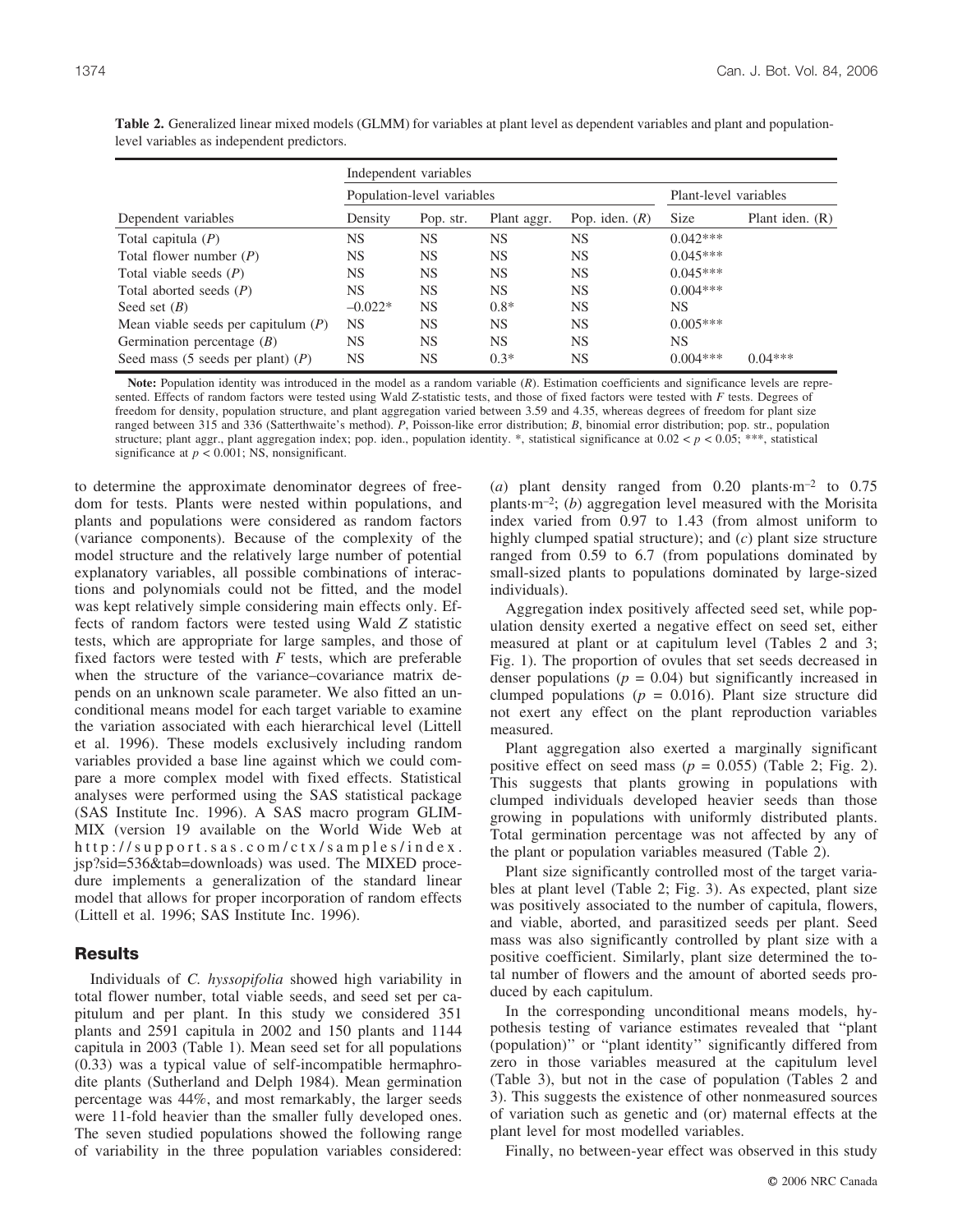**Table 2.** Generalized linear mixed models (GLMM) for variables at plant level as dependent variables and plant and population-level variables as independent predictors.

| | Independent variables | | | | | |
|---|---|---|---|---|---|---|
| | Population-level variables | | | | Plant-level variables | |
| Dependent variables | Density | Pop. str. | Plant aggr. | Pop. iden. (*R*) | Size | Plant iden. (R) |
| Total capitula (*P*) | NS | NS | NS | NS | 0.042*** | |
| Total flower number (*P*) | NS | NS | NS | NS | 0.045*** | |
| Total viable seeds (*P*) | NS | NS | NS | NS | 0.045*** | |
| Total aborted seeds (*P*) | NS | NS | NS | NS | 0.004*** | |
| Seed set (*B*) | –0.022* | NS | 0.8* | NS | NS | |
| Mean viable seeds per capitulum (*P*) | NS | NS | NS | NS | 0.005*** | |
| Germination percentage (*B*) | NS | NS | NS | NS | NS | |
| Seed mass (5 seeds per plant) (*P*) | NS | NS | 0.3* | NS | 0.004*** | 0.04*** |

**Note:** Population identity was introduced in the model as a random variable (*R*). Estimation coefficients and significance levels are represented. Effects of random factors were tested using Wald *Z*-statistic tests, and those of fixed factors were tested with *F* tests. Degrees of freedom for density, population structure, and plant aggregation varied between 3.59 and 4.35, whereas degrees of freedom for plant size ranged between 315 and 336 (Satterthwaite's method). *P*, Poisson-like error distribution; *B*, binomial error distribution; pop. str., population structure; plant aggr., plant aggregation index; pop. iden., population identity. *, statistical significance at $0.02 < p < 0.05$; ***, statistical significance at $p < 0.001$; NS, nonsignificant.

to determine the approximate denominator degrees of freedom for tests. Plants were nested within populations, and plants and populations were considered as random factors (variance components). Because of the complexity of the model structure and the relatively large number of potential explanatory variables, all possible combinations of interactions and polynomials could not be fitted, and the model was kept relatively simple considering main effects only. Effects of random factors were tested using Wald *Z* statistic tests, which are appropriate for large samples, and those of fixed factors were tested with *F* tests, which are preferable when the structure of the variance–covariance matrix depends on an unknown scale parameter. We also fitted an unconditional means model for each target variable to examine the variation associated with each hierarchical level (Littell et al. 1996). These models exclusively including random variables provided a base line against which we could compare a more complex model with fixed effects. Statistical analyses were performed using the SAS statistical package (SAS Institute Inc. 1996). A SAS macro program GLIMMIX (version 19 available on the World Wide Web at http://support.sas.com/ctx/samples/index.jsp?sid=536&tab=downloads) was used. The MIXED procedure implements a generalization of the standard linear model that allows for proper incorporation of random effects (Littell et al. 1996; SAS Institute Inc. 1996).

## Results

Individuals of *C. hyssopifolia* showed high variability in total flower number, total viable seeds, and seed set per capitulum and per plant. In this study we considered 351 plants and 2591 capitula in 2002 and 150 plants and 1144 capitula in 2003 (Table 1). Mean seed set for all populations (0.33) was a typical value of self-incompatible hermaphrodite plants (Sutherland and Delph 1984). Mean germination percentage was 44%, and most remarkably, the larger seeds were 11-fold heavier than the smaller fully developed ones. The seven studied populations showed the following range of variability in the three population variables considered: (*a*) plant density ranged from 0.20 plants·m$^{-2}$ to 0.75 plants·m$^{-2}$; (*b*) aggregation level measured with the Morisita index varied from 0.97 to 1.43 (from almost uniform to highly clumped spatial structure); and (*c*) plant size structure ranged from 0.59 to 6.7 (from populations dominated by small-sized plants to populations dominated by large-sized individuals).

Aggregation index positively affected seed set, while population density exerted a negative effect on seed set, either measured at plant or at capitulum level (Tables 2 and 3; Fig. 1). The proportion of ovules that set seeds decreased in denser populations ($p = 0.04$) but significantly increased in clumped populations ($p = 0.016$). Plant size structure did not exert any effect on the plant reproduction variables measured.

Plant aggregation also exerted a marginally significant positive effect on seed mass ($p = 0.055$) (Table 2; Fig. 2). This suggests that plants growing in populations with clumped individuals developed heavier seeds than those growing in populations with uniformly distributed plants. Total germination percentage was not affected by any of the plant or population variables measured (Table 2).

Plant size significantly controlled most of the target variables at plant level (Table 2; Fig. 3). As expected, plant size was positively associated to the number of capitula, flowers, and viable, aborted, and parasitized seeds per plant. Seed mass was also significantly controlled by plant size with a positive coefficient. Similarly, plant size determined the total number of flowers and the amount of aborted seeds produced by each capitulum.

In the corresponding unconditional means models, hypothesis testing of variance estimates revealed that "plant (population)" or "plant identity" significantly differed from zero in those variables measured at the capitulum level (Table 3), but not in the case of population (Tables 2 and 3). This suggests the existence of other nonmeasured sources of variation such as genetic and (or) maternal effects at the plant level for most modelled variables.

Finally, no between-year effect was observed in this study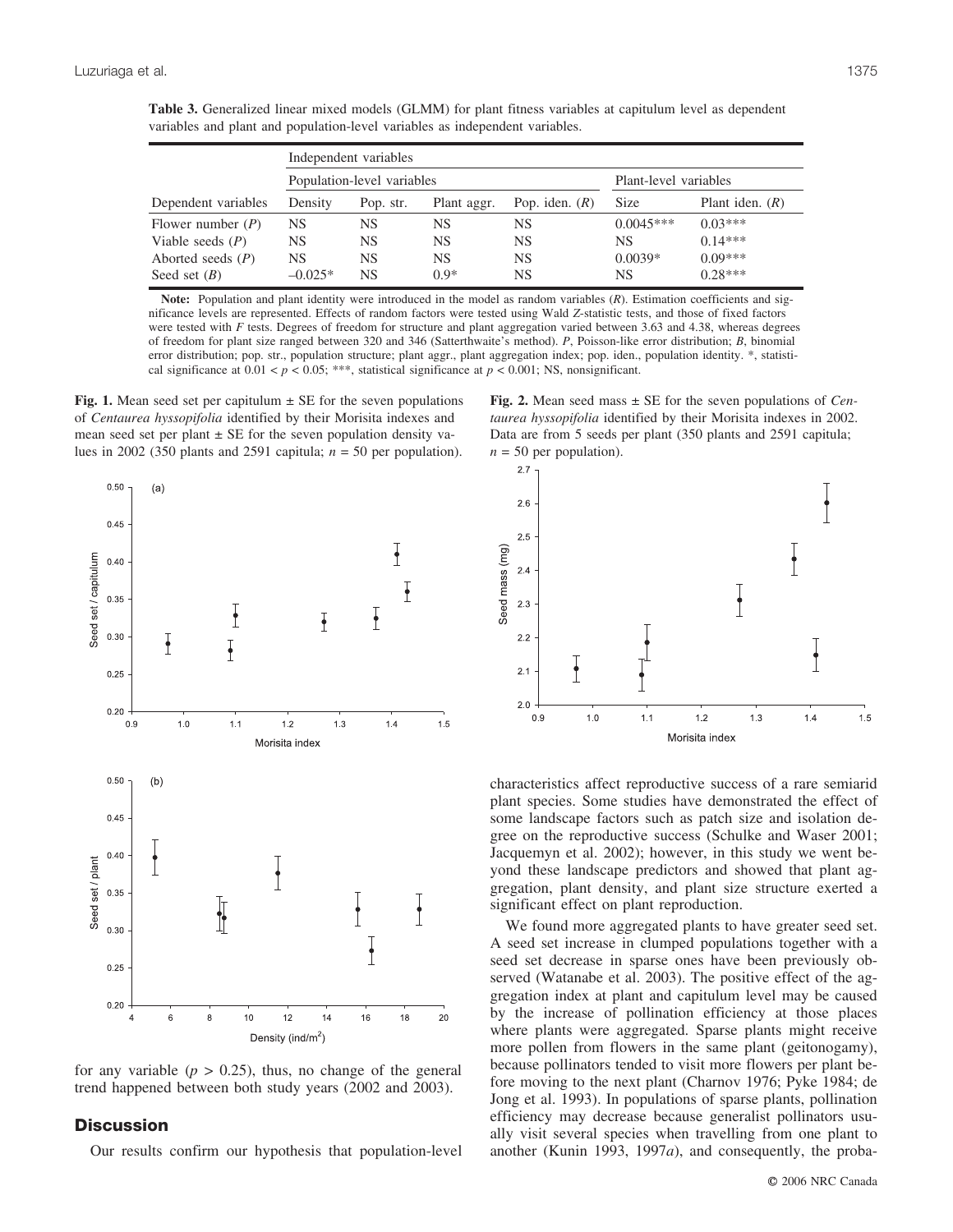**Table 3.** Generalized linear mixed models (GLMM) for plant fitness variables at capitulum level as dependent variables and plant and population-level variables as independent variables.

| | Independent variables | | | | | |
|---|---|---|---|---|---|---|
| | Population-level variables | | | | Plant-level variables | |
| Dependent variables | Density | Pop. str. | Plant aggr. | Pop. iden. (*R*) | Size | Plant iden. (*R*) |
| Flower number (*P*) | NS | NS | NS | NS | 0.0045*** | 0.03*** |
| Viable seeds (*P*) | NS | NS | NS | NS | NS | 0.14*** |
| Aborted seeds (*P*) | NS | NS | NS | NS | 0.0039* | 0.09*** |
| Seed set (*B*) | –0.025* | NS | 0.9* | NS | NS | 0.28*** |

**Note:** Population and plant identity were introduced in the model as random variables (*R*). Estimation coefficients and significance levels are represented. Effects of random factors were tested using Wald *Z*-statistic tests, and those of fixed factors were tested with *F* tests. Degrees of freedom for structure and plant aggregation varied between 3.63 and 4.38, whereas degrees of freedom for plant size ranged between 320 and 346 (Satterthwaite's method). *P*, Poisson-like error distribution; *B*, binomial error distribution; pop. str., population structure; plant aggr., plant aggregation index; pop. iden., population identity. *, statistical significance at $0.01 < p < 0.05$; ***, statistical significance at $p < 0.001$; NS, nonsignificant.

**Fig. 1.** Mean seed set per capitulum ± SE for the seven populations of *Centaurea hyssopifolia* identified by their Morisita indexes and mean seed set per plant ± SE for the seven population density values in 2002 (350 plants and 2591 capitula; $n = 50$ per population).

**Fig. 2.** Mean seed mass ± SE for the seven populations of *Centaurea hyssopifolia* identified by their Morisita indexes in 2002. Data are from 5 seeds per plant (350 plants and 2591 capitula; $n = 50$ per population).

for any variable ($p > 0.25$), thus, no change of the general trend happened between both study years (2002 and 2003).

## Discussion

Our results confirm our hypothesis that population-level characteristics affect reproductive success of a rare semiarid plant species. Some studies have demonstrated the effect of some landscape factors such as patch size and isolation degree on the reproductive success (Schulke and Waser 2001; Jacquemyn et al. 2002); however, in this study we went beyond these landscape predictors and showed that plant aggregation, plant density, and plant size structure exerted a significant effect on plant reproduction.

We found more aggregated plants to have greater seed set. A seed set increase in clumped populations together with a seed set decrease in sparse ones have been previously observed (Watanabe et al. 2003). The positive effect of the aggregation index at plant and capitulum level may be caused by the increase of pollination efficiency at those places where plants were aggregated. Sparse plants might receive more pollen from flowers in the same plant (geitonogamy), because pollinators tended to visit more flowers per plant before moving to the next plant (Charnov 1976; Pyke 1984; de Jong et al. 1993). In populations of sparse plants, pollination efficiency may decrease because generalist pollinators usually visit several species when travelling from one plant to another (Kunin 1993, 1997*a*), and consequently, the proba-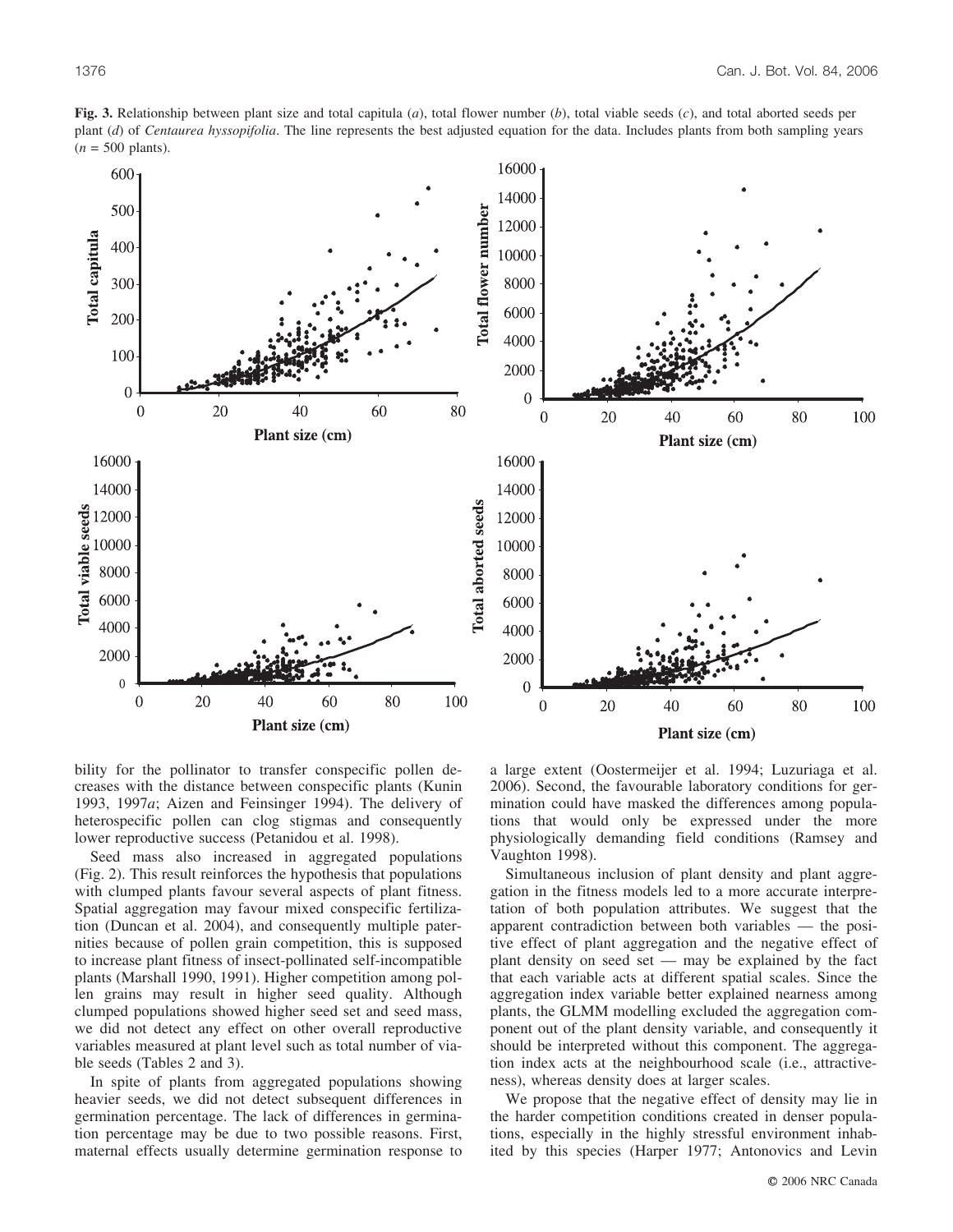**Fig. 3.** Relationship between plant size and total capitula (*a*), total flower number (*b*), total viable seeds (*c*), and total aborted seeds per plant (*d*) of *Centaurea hyssopifolia*. The line represents the best adjusted equation for the data. Includes plants from both sampling years ($n$ = 500 plants).

bility for the pollinator to transfer conspecific pollen decreases with the distance between conspecific plants (Kunin 1993, 1997*a*; Aizen and Feinsinger 1994). The delivery of heterospecific pollen can clog stigmas and consequently lower reproductive success (Petanidou et al. 1998).

Seed mass also increased in aggregated populations (Fig. 2). This result reinforces the hypothesis that populations with clumped plants favour several aspects of plant fitness. Spatial aggregation may favour mixed conspecific fertilization (Duncan et al. 2004), and consequently multiple paternities because of pollen grain competition, this is supposed to increase plant fitness of insect-pollinated self-incompatible plants (Marshall 1990, 1991). Higher competition among pollen grains may result in higher seed quality. Although clumped populations showed higher seed set and seed mass, we did not detect any effect on other overall reproductive variables measured at plant level such as total number of viable seeds (Tables 2 and 3).

In spite of plants from aggregated populations showing heavier seeds, we did not detect subsequent differences in germination percentage. The lack of differences in germination percentage may be due to two possible reasons. First, maternal effects usually determine germination response to a large extent (Oostermeijer et al. 1994; Luzuriaga et al. 2006). Second, the favourable laboratory conditions for germination could have masked the differences among populations that would only be expressed under the more physiologically demanding field conditions (Ramsey and Vaughton 1998).

Simultaneous inclusion of plant density and plant aggregation in the fitness models led to a more accurate interpretation of both population attributes. We suggest that the apparent contradiction between both variables — the positive effect of plant aggregation and the negative effect of plant density on seed set — may be explained by the fact that each variable acts at different spatial scales. Since the aggregation index variable better explained nearness among plants, the GLMM modelling excluded the aggregation component out of the plant density variable, and consequently it should be interpreted without this component. The aggregation index acts at the neighbourhood scale (i.e., attractiveness), whereas density does at larger scales.

We propose that the negative effect of density may lie in the harder competition conditions created in denser populations, especially in the highly stressful environment inhabited by this species (Harper 1977; Antonovics and Levin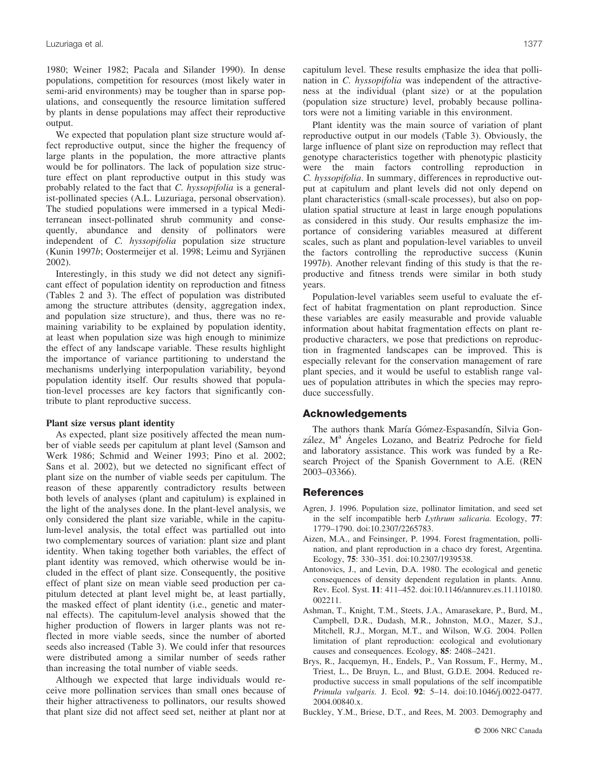1980; Weiner 1982; Pacala and Silander 1990). In dense populations, competition for resources (most likely water in semi-arid environments) may be tougher than in sparse populations, and consequently the resource limitation suffered by plants in dense populations may affect their reproductive output.

We expected that population plant size structure would affect reproductive output, since the higher the frequency of large plants in the population, the more attractive plants would be for pollinators. The lack of population size structure effect on plant reproductive output in this study was probably related to the fact that *C. hyssopifolia* is a generalist-pollinated species (A.L. Luzuriaga, personal observation). The studied populations were immersed in a typical Mediterranean insect-pollinated shrub community and consequently, abundance and density of pollinators were independent of *C. hyssopifolia* population size structure (Kunin 1997*b*; Oostermeijer et al. 1998; Leimu and Syrjänen 2002).

Interestingly, in this study we did not detect any significant effect of population identity on reproduction and fitness (Tables 2 and 3). The effect of population was distributed among the structure attributes (density, aggregation index, and population size structure), and thus, there was no remaining variability to be explained by population identity, at least when population size was high enough to minimize the effect of any landscape variable. These results highlight the importance of variance partitioning to understand the mechanisms underlying interpopulation variability, beyond population identity itself. Our results showed that population-level processes are key factors that significantly contribute to plant reproductive success.

### Plant size versus plant identity

As expected, plant size positively affected the mean number of viable seeds per capitulum at plant level (Samson and Werk 1986; Schmid and Weiner 1993; Pino et al. 2002; Sans et al. 2002), but we detected no significant effect of plant size on the number of viable seeds per capitulum. The reason of these apparently contradictory results between both levels of analyses (plant and capitulum) is explained in the light of the analyses done. In the plant-level analysis, we only considered the plant size variable, while in the capitulum-level analysis, the total effect was partialled out into two complementary sources of variation: plant size and plant identity. When taking together both variables, the effect of plant identity was removed, which otherwise would be included in the effect of plant size. Consequently, the positive effect of plant size on mean viable seed production per capitulum detected at plant level might be, at least partially, the masked effect of plant identity (i.e., genetic and maternal effects). The capitulum-level analysis showed that the higher production of flowers in larger plants was not reflected in more viable seeds, since the number of aborted seeds also increased (Table 3). We could infer that resources were distributed among a similar number of seeds rather than increasing the total number of viable seeds.

Although we expected that large individuals would receive more pollination services than small ones because of their higher attractiveness to pollinators, our results showed that plant size did not affect seed set, neither at plant nor at capitulum level. These results emphasize the idea that pollination in *C. hyssopifolia* was independent of the attractiveness at the individual (plant size) or at the population (population size structure) level, probably because pollinators were not a limiting variable in this environment.

Plant identity was the main source of variation of plant reproductive output in our models (Table 3). Obviously, the large influence of plant size on reproduction may reflect that genotype characteristics together with phenotypic plasticity were the main factors controlling reproduction in *C. hyssopifolia*. In summary, differences in reproductive output at capitulum and plant levels did not only depend on plant characteristics (small-scale processes), but also on population spatial structure at least in large enough populations as considered in this study. Our results emphasize the importance of considering variables measured at different scales, such as plant and population-level variables to unveil the factors controlling the reproductive success (Kunin 1997*b*). Another relevant finding of this study is that the reproductive and fitness trends were similar in both study years.

Population-level variables seem useful to evaluate the effect of habitat fragmentation on plant reproduction. Since these variables are easily measurable and provide valuable information about habitat fragmentation effects on plant reproductive characters, we pose that predictions on reproduction in fragmented landscapes can be improved. This is especially relevant for the conservation management of rare plant species, and it would be useful to establish range values of population attributes in which the species may reproduce successfully.

## Acknowledgements

The authors thank María Gómez-Espasandín, Silvia González, Mª Ángeles Lozano, and Beatriz Pedroche for field and laboratory assistance. This work was funded by a Research Project of the Spanish Government to A.E. (REN 2003–03366).

## References

Agren, J. 1996. Population size, pollinator limitation, and seed set in the self incompatible herb *Lythrum salicaria.* Ecology, **77**: 1779–1790. doi:10.2307/2265783.

Aizen, M.A., and Feinsinger, P. 1994. Forest fragmentation, pollination, and plant reproduction in a chaco dry forest, Argentina. Ecology, **75**: 330–351. doi:10.2307/1939538.

Antonovics, J., and Levin, D.A. 1980. The ecological and genetic consequences of density dependent regulation in plants. Annu. Rev. Ecol. Syst. **11**: 411–452. doi:10.1146/annurev.es.11.110180.002211.

Ashman, T., Knight, T.M., Steets, J.A., Amarasekare, P., Burd, M., Campbell, D.R., Dudash, M.R., Johnston, M.O., Mazer, S.J., Mitchell, R.J., Morgan, M.T., and Wilson, W.G. 2004. Pollen limitation of plant reproduction: ecological and evolutionary causes and consequences. Ecology, **85**: 2408–2421.

Brys, R., Jacquemyn, H., Endels, P., Van Rossum, F., Hermy, M., Triest, L., De Bruyn, L., and Blust, G.D.E. 2004. Reduced reproductive success in small populations of the self incompatible *Primula vulgaris.* J. Ecol. **92**: 5–14. doi:10.1046/j.0022-0477.2004.00840.x.

Buckley, Y.M., Briese, D.T., and Rees, M. 2003. Demography and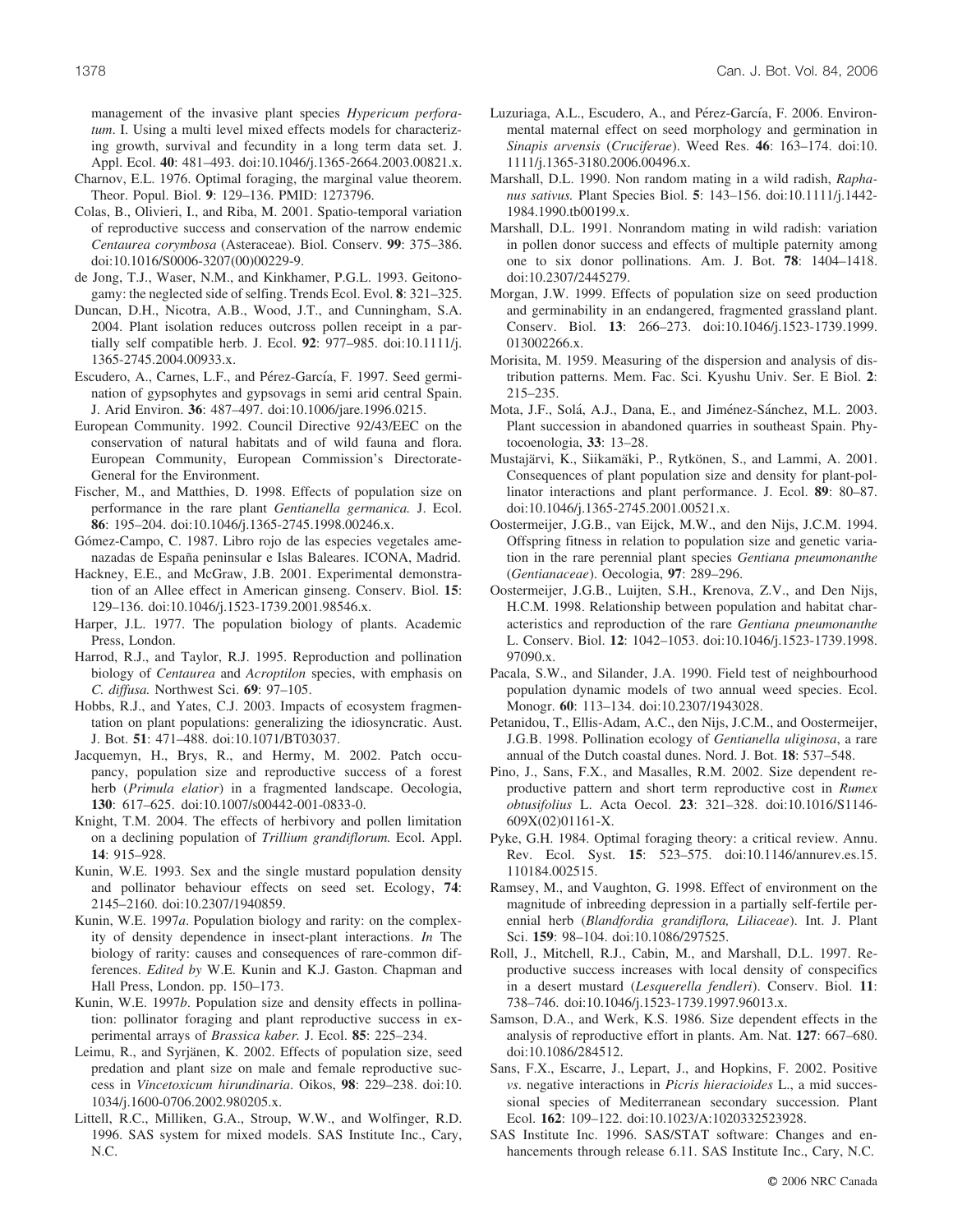management of the invasive plant species *Hypericum perforatum*. I. Using a multi level mixed effects models for characterizing growth, survival and fecundity in a long term data set. J. Appl. Ecol. **40**: 481–493. doi:10.1046/j.1365-2664.2003.00821.x.

Charnov, E.L. 1976. Optimal foraging, the marginal value theorem. Theor. Popul. Biol. **9**: 129–136. PMID: 1273796.

Colas, B., Olivieri, I., and Riba, M. 2001. Spatio-temporal variation of reproductive success and conservation of the narrow endemic *Centaurea corymbosa* (Asteraceae). Biol. Conserv. **99**: 375–386. doi:10.1016/S0006-3207(00)00229-9.

de Jong, T.J., Waser, N.M., and Kinkhamer, P.G.L. 1993. Geitonogamy: the neglected side of selfing. Trends Ecol. Evol. **8**: 321–325.

Duncan, D.H., Nicotra, A.B., Wood, J.T., and Cunningham, S.A. 2004. Plant isolation reduces outcross pollen receipt in a partially self compatible herb. J. Ecol. **92**: 977–985. doi:10.1111/j.1365-2745.2004.00933.x.

Escudero, A., Carnes, L.F., and Pérez-García, F. 1997. Seed germination of gypsophytes and gypsovags in semi arid central Spain. J. Arid Environ. **36**: 487–497. doi:10.1006/jare.1996.0215.

European Community. 1992. Council Directive 92/43/EEC on the conservation of natural habitats and of wild fauna and flora. European Community, European Commission's Directorate-General for the Environment.

Fischer, M., and Matthies, D. 1998. Effects of population size on performance in the rare plant *Gentianella germanica.* J. Ecol. **86**: 195–204. doi:10.1046/j.1365-2745.1998.00246.x.

Gómez-Campo, C. 1987. Libro rojo de las especies vegetales amenazadas de España peninsular e Islas Baleares. ICONA, Madrid.

Hackney, E.E., and McGraw, J.B. 2001. Experimental demonstration of an Allee effect in American ginseng. Conserv. Biol. **15**: 129–136. doi:10.1046/j.1523-1739.2001.98546.x.

Harper, J.L. 1977. The population biology of plants. Academic Press, London.

Harrod, R.J., and Taylor, R.J. 1995. Reproduction and pollination biology of *Centaurea* and *Acroptilon* species, with emphasis on *C. diffusa.* Northwest Sci. **69**: 97–105.

Hobbs, R.J., and Yates, C.J. 2003. Impacts of ecosystem fragmentation on plant populations: generalizing the idiosyncratic. Aust. J. Bot. **51**: 471–488. doi:10.1071/BT03037.

Jacquemyn, H., Brys, R., and Hermy, M. 2002. Patch occupancy, population size and reproductive success of a forest herb (*Primula elatior*) in a fragmented landscape. Oecologia, **130**: 617–625. doi:10.1007/s00442-001-0833-0.

Knight, T.M. 2004. The effects of herbivory and pollen limitation on a declining population of *Trillium grandiflorum.* Ecol. Appl. **14**: 915–928.

Kunin, W.E. 1993. Sex and the single mustard population density and pollinator behaviour effects on seed set. Ecology, **74**: 2145–2160. doi:10.2307/1940859.

Kunin, W.E. 1997*a*. Population biology and rarity: on the complexity of density dependence in insect-plant interactions. *In* The biology of rarity: causes and consequences of rare-common differences. *Edited by* W.E. Kunin and K.J. Gaston. Chapman and Hall Press, London. pp. 150–173.

Kunin, W.E. 1997*b*. Population size and density effects in pollination: pollinator foraging and plant reproductive success in experimental arrays of *Brassica kaber.* J. Ecol. **85**: 225–234.

Leimu, R., and Syrjänen, K. 2002. Effects of population size, seed predation and plant size on male and female reproductive success in *Vincetoxicum hirundinaria*. Oikos, **98**: 229–238. doi:10.1034/j.1600-0706.2002.980205.x.

Littell, R.C., Milliken, G.A., Stroup, W.W., and Wolfinger, R.D. 1996. SAS system for mixed models. SAS Institute Inc., Cary, N.C.

Luzuriaga, A.L., Escudero, A., and Pérez-García, F. 2006. Environmental maternal effect on seed morphology and germination in *Sinapis arvensis* (*Cruciferae*). Weed Res. **46**: 163–174. doi:10.1111/j.1365-3180.2006.00496.x.

Marshall, D.L. 1990. Non random mating in a wild radish, *Raphanus sativus.* Plant Species Biol. **5**: 143–156. doi:10.1111/j.1442-1984.1990.tb00199.x.

Marshall, D.L. 1991. Nonrandom mating in wild radish: variation in pollen donor success and effects of multiple paternity among one to six donor pollinations. Am. J. Bot. **78**: 1404–1418. doi:10.2307/2445279.

Morgan, J.W. 1999. Effects of population size on seed production and germinability in an endangered, fragmented grassland plant. Conserv. Biol. **13**: 266–273. doi:10.1046/j.1523-1739.1999.013002266.x.

Morisita, M. 1959. Measuring of the dispersion and analysis of distribution patterns. Mem. Fac. Sci. Kyushu Univ. Ser. E Biol. **2**: 215–235.

Mota, J.F., Solá, A.J., Dana, E., and Jiménez-Sánchez, M.L. 2003. Plant succession in abandoned quarries in southeast Spain. Phytocoenologia, **33**: 13–28.

Mustajärvi, K., Siikamäki, P., Rytkönen, S., and Lammi, A. 2001. Consequences of plant population size and density for plant-pollinator interactions and plant performance. J. Ecol. **89**: 80–87. doi:10.1046/j.1365-2745.2001.00521.x.

Oostermeijer, J.G.B., van Eijck, M.W., and den Nijs, J.C.M. 1994. Offspring fitness in relation to population size and genetic variation in the rare perennial plant species *Gentiana pneumonanthe* (*Gentianaceae*). Oecologia, **97**: 289–296.

Oostermeijer, J.G.B., Luijten, S.H., Krenova, Z.V., and Den Nijs, H.C.M. 1998. Relationship between population and habitat characteristics and reproduction of the rare *Gentiana pneumonanthe* L. Conserv. Biol. **12**: 1042–1053. doi:10.1046/j.1523-1739.1998.97090.x.

Pacala, S.W., and Silander, J.A. 1990. Field test of neighbourhood population dynamic models of two annual weed species. Ecol. Monogr. **60**: 113–134. doi:10.2307/1943028.

Petanidou, T., Ellis-Adam, A.C., den Nijs, J.C.M., and Oostermeijer, J.G.B. 1998. Pollination ecology of *Gentianella uliginosa*, a rare annual of the Dutch coastal dunes. Nord. J. Bot. **18**: 537–548.

Pino, J., Sans, F.X., and Masalles, R.M. 2002. Size dependent reproductive pattern and short term reproductive cost in *Rumex obtusifolius* L. Acta Oecol. **23**: 321–328. doi:10.1016/S1146-609X(02)01161-X.

Pyke, G.H. 1984. Optimal foraging theory: a critical review. Annu. Rev. Ecol. Syst. **15**: 523–575. doi:10.1146/annurev.es.15.110184.002515.

Ramsey, M., and Vaughton, G. 1998. Effect of environment on the magnitude of inbreeding depression in a partially self-fertile perennial herb (*Blandfordia grandiflora, Liliaceae*). Int. J. Plant Sci. **159**: 98–104. doi:10.1086/297525.

Roll, J., Mitchell, R.J., Cabin, M., and Marshall, D.L. 1997. Reproductive success increases with local density of conspecifics in a desert mustard (*Lesquerella fendleri*). Conserv. Biol. **11**: 738–746. doi:10.1046/j.1523-1739.1997.96013.x.

Samson, D.A., and Werk, K.S. 1986. Size dependent effects in the analysis of reproductive effort in plants. Am. Nat. **127**: 667–680. doi:10.1086/284512.

Sans, F.X., Escarre, J., Lepart, J., and Hopkins, F. 2002. Positive *vs*. negative interactions in *Picris hieracioides* L., a mid successional species of Mediterranean secondary succession. Plant Ecol. **162**: 109–122. doi:10.1023/A:1020332523928.

SAS Institute Inc. 1996. SAS/STAT software: Changes and enhancements through release 6.11. SAS Institute Inc., Cary, N.C.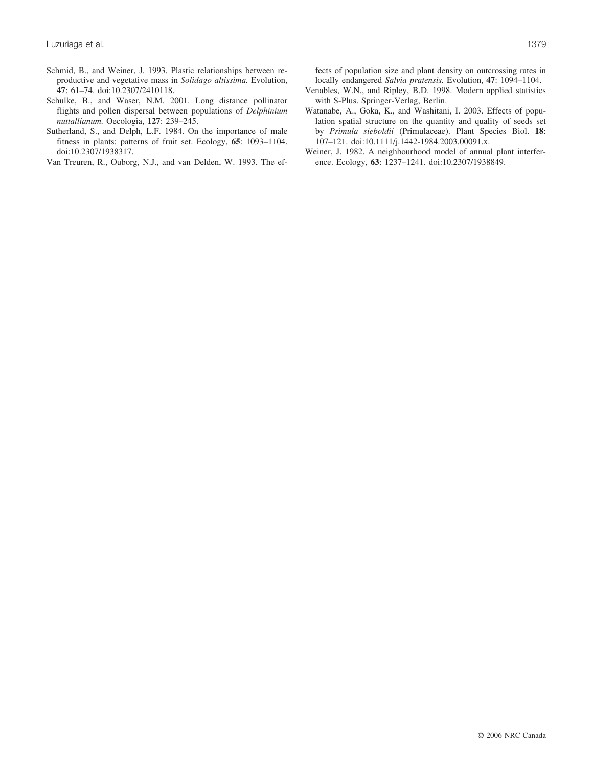Schmid, B., and Weiner, J. 1993. Plastic relationships between reproductive and vegetative mass in *Solidago altissima.* Evolution, **47**: 61–74. doi:10.2307/2410118.

Schulke, B., and Waser, N.M. 2001. Long distance pollinator flights and pollen dispersal between populations of *Delphinium nuttallianum.* Oecologia, **127**: 239–245.

Sutherland, S., and Delph, L.F. 1984. On the importance of male fitness in plants: patterns of fruit set. Ecology, **65**: 1093–1104. doi:10.2307/1938317.

Van Treuren, R., Ouborg, N.J., and van Delden, W. 1993. The effects of population size and plant density on outcrossing rates in locally endangered *Salvia pratensis.* Evolution, **47**: 1094–1104.

Venables, W.N., and Ripley, B.D. 1998. Modern applied statistics with S-Plus. Springer-Verlag, Berlin.

Watanabe, A., Goka, K., and Washitani, I. 2003. Effects of population spatial structure on the quantity and quality of seeds set by *Primula sieboldii* (Primulaceae). Plant Species Biol. **18**: 107–121. doi:10.1111/j.1442-1984.2003.00091.x.

Weiner, J. 1982. A neighbourhood model of annual plant interference. Ecology, **63**: 1237–1241. doi:10.2307/1938849.